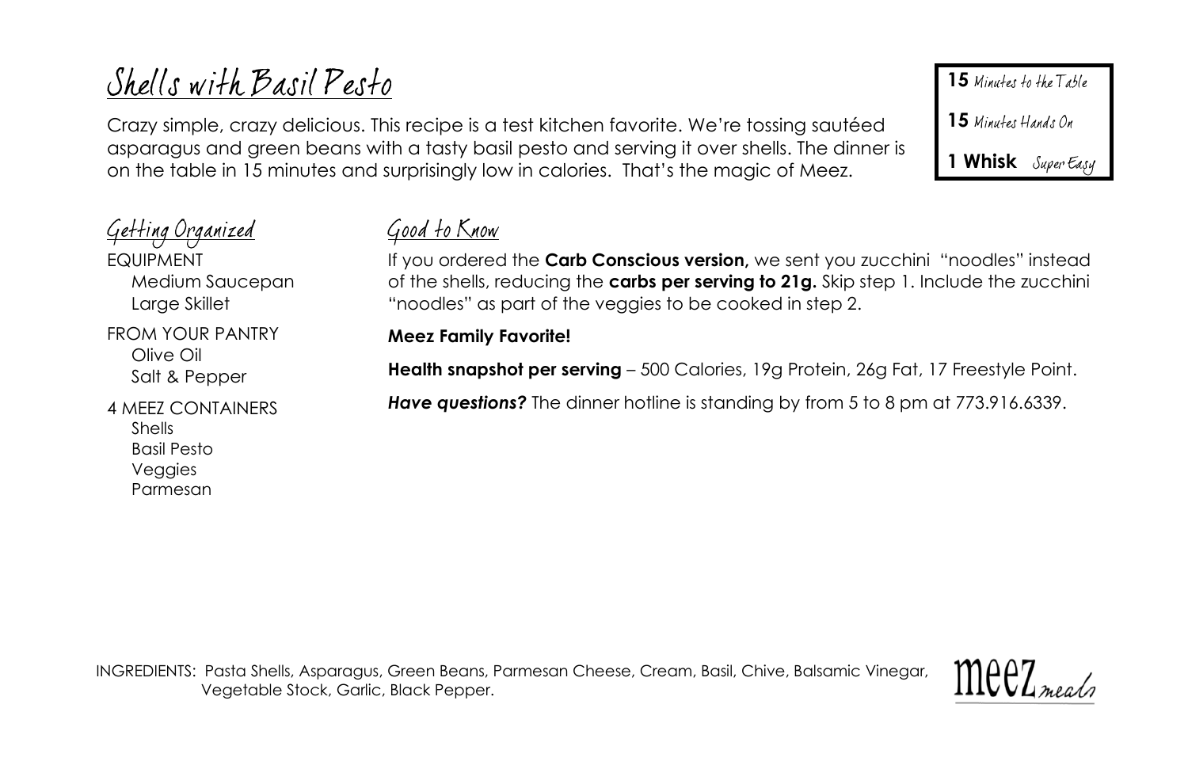# Shells with Basil Pesto

Crazy simple, crazy delicious. This recipe is a test kitchen favorite. We're tossing sautéed asparagus and green beans with a tasty basil pesto and serving it over shells. The dinner is on the table in 15 minutes and surprisingly low in calories. That's the magic of Meez.

**15** Minutes to the Table

**15** Minutes Hands On

**1 Whisk** Super Easy

## Getting Organized

EQUIPMENT
- Medium Saucepan
- Large Skillet

FROM YOUR PANTRY
- Olive Oil
- Salt & Pepper

4 MEEZ CONTAINERS
- Shells
- Basil Pesto
- Veggies
- Parmesan

## Good to Know

If you ordered the **Carb Conscious version,** we sent you zucchini "noodles" instead of the shells, reducing the **carbs per serving to 21g.** Skip step 1. Include the zucchini "noodles" as part of the veggies to be cooked in step 2.

**Meez Family Favorite!**

**Health snapshot per serving** – 500 Calories, 19g Protein, 26g Fat, 17 Freestyle Point.

***Have questions?*** The dinner hotline is standing by from 5 to 8 pm at 773.916.6339.

INGREDIENTS: Pasta Shells, Asparagus, Green Beans, Parmesan Cheese, Cream, Basil, Chive, Balsamic Vinegar, Vegetable Stock, Garlic, Black Pepper.

meez meals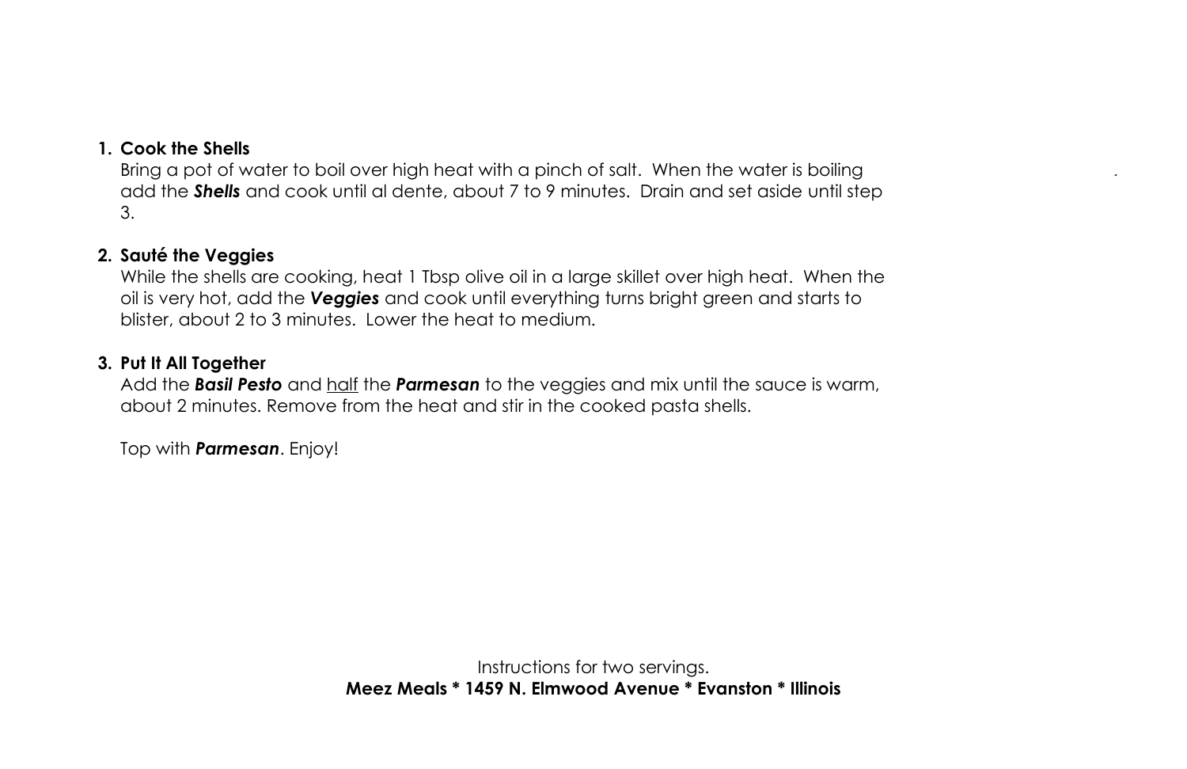1. **Cook the Shells**
   Bring a pot of water to boil over high heat with a pinch of salt. When the water is boiling add the ***Shells*** and cook until al dente, about 7 to 9 minutes. Drain and set aside until step 3.

2. **Sauté the Veggies**
   While the shells are cooking, heat 1 Tbsp olive oil in a large skillet over high heat. When the oil is very hot, add the ***Veggies*** and cook until everything turns bright green and starts to blister, about 2 to 3 minutes. Lower the heat to medium.

3. **Put It All Together**
   Add the ***Basil Pesto*** and <u>half</u> the ***Parmesan*** to the veggies and mix until the sauce is warm, about 2 minutes. Remove from the heat and stir in the cooked pasta shells.

   Top with ***Parmesan***. Enjoy!

Instructions for two servings.

**Meez Meals * 1459 N. Elmwood Avenue * Evanston * Illinois**